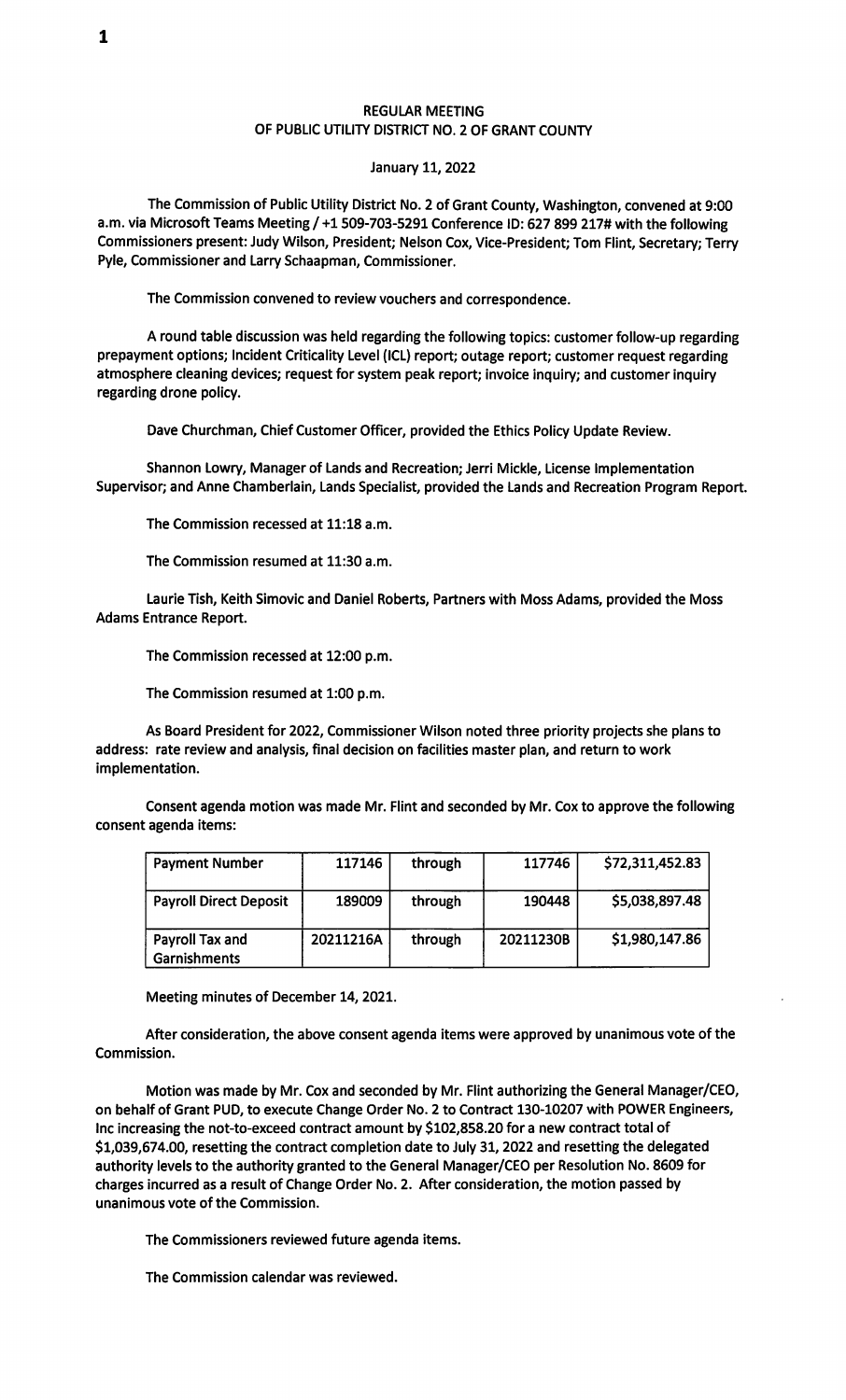# REGULAR MEETING
# OF PUBLIC UTILITY DISTRICT NO. 2 OF GRANT COUNTY

January 11, 2022

The Commission of Public Utility District No. 2 of Grant County, Washington, convened at 9:00 a.m. via Microsoft Teams Meeting / +1 509-703-5291 Conference ID: 627 899 217# with the following Commissioners present: Judy Wilson, President; Nelson Cox, Vice-President; Tom Flint, Secretary; Terry Pyle, Commissioner and Larry Schaapman, Commissioner.

The Commission convened to review vouchers and correspondence.

A round table discussion was held regarding the following topics: customer follow-up regarding prepayment options; Incident Criticality Level (ICL) report; outage report; customer request regarding atmosphere cleaning devices; request for system peak report; invoice inquiry; and customer inquiry regarding drone policy.

Dave Churchman, Chief Customer Officer, provided the Ethics Policy Update Review.

Shannon Lowry, Manager of Lands and Recreation; Jerri Mickle, License Implementation Supervisor; and Anne Chamberlain, Lands Specialist, provided the Lands and Recreation Program Report.

The Commission recessed at 11:18 a.m.

The Commission resumed at 11:30 a.m.

Laurie Tish, Keith Simovic and Daniel Roberts, Partners with Moss Adams, provided the Moss Adams Entrance Report.

The Commission recessed at 12:00 p.m.

The Commission resumed at 1:00 p.m.

As Board President for 2022, Commissioner Wilson noted three priority projects she plans to address: rate review and analysis, final decision on facilities master plan, and return to work implementation.

Consent agenda motion was made Mr. Flint and seconded by Mr. Cox to approve the following consent agenda items:

| Payment Number | 117146 | through | 117746 | $72,311,452.83 |
|---|---|---|---|---|
| Payroll Direct Deposit | 189009 | through | 190448 | $5,038,897.48 |
| Payroll Tax and Garnishments | 20211216A | through | 20211230B | $1,980,147.86 |

Meeting minutes of December 14, 2021.

After consideration, the above consent agenda items were approved by unanimous vote of the Commission.

Motion was made by Mr. Cox and seconded by Mr. Flint authorizing the General Manager/CEO, on behalf of Grant PUD, to execute Change Order No. 2 to Contract 130-10207 with POWER Engineers, Inc increasing the not-to-exceed contract amount by $102,858.20 for a new contract total of $1,039,674.00, resetting the contract completion date to July 31, 2022 and resetting the delegated authority levels to the authority granted to the General Manager/CEO per Resolution No. 8609 for charges incurred as a result of Change Order No. 2. After consideration, the motion passed by unanimous vote of the Commission.

The Commissioners reviewed future agenda items.

The Commission calendar was reviewed.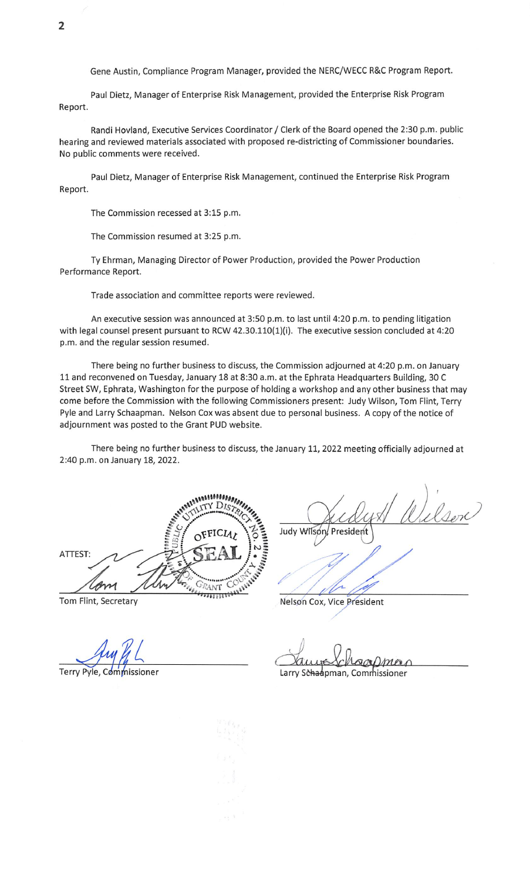Gene Austin, Compliance Program Manager, provided the NERC/WECC R&C Program Report.

Paul Dietz, Manager of Enterprise Risk Management, provided the Enterprise Risk Program Report.

Randi Hovland, Executive Services Coordinator / Clerk of the Board opened the 2:30 p.m. public hearing and reviewed materials associated with proposed re-districting of Commissioner boundaries. No public comments were received.

Paul Dietz, Manager of Enterprise Risk Management, continued the Enterprise Risk Program Report.

The Commission recessed at 3:15 p.m.

The Commission resumed at 3:25 p.m.

Ty Ehrman, Managing Director of Power Production, provided the Power Production Performance Report.

Trade association and committee reports were reviewed.

An executive session was announced at 3:50 p.m. to last until 4:20 p.m. to pending litigation with legal counsel present pursuant to RCW 42.30.110(1)(i). The executive session concluded at 4:20 p.m. and the regular session resumed.

There being no further business to discuss, the Commission adjourned at 4:20 p.m. on January 11 and reconvened on Tuesday, January 18 at 8:30 a.m. at the Ephrata Headquarters Building, 30 C Street SW, Ephrata, Washington for the purpose of holding a workshop and any other business that may come before the Commission with the following Commissioners present: Judy Wilson, Tom Flint, Terry Pyle and Larry Schaapman. Nelson Cox was absent due to personal business. A copy of the notice of adjournment was posted to the Grant PUD website.

There being no further business to discuss, the January 11, 2022 meeting officially adjourned at 2:40 p.m. on January 18, 2022.

PUBLIC UTILITY DISTRICT NO. 2 OF GRANT COUNTY OFFICIAL SEAL

ATTEST:

Tom Flint, Secretary

Judy Wilson, President

Nelson Cox, Vice President

Terry Pyle, Commissioner

Larry Schaapman, Commissioner